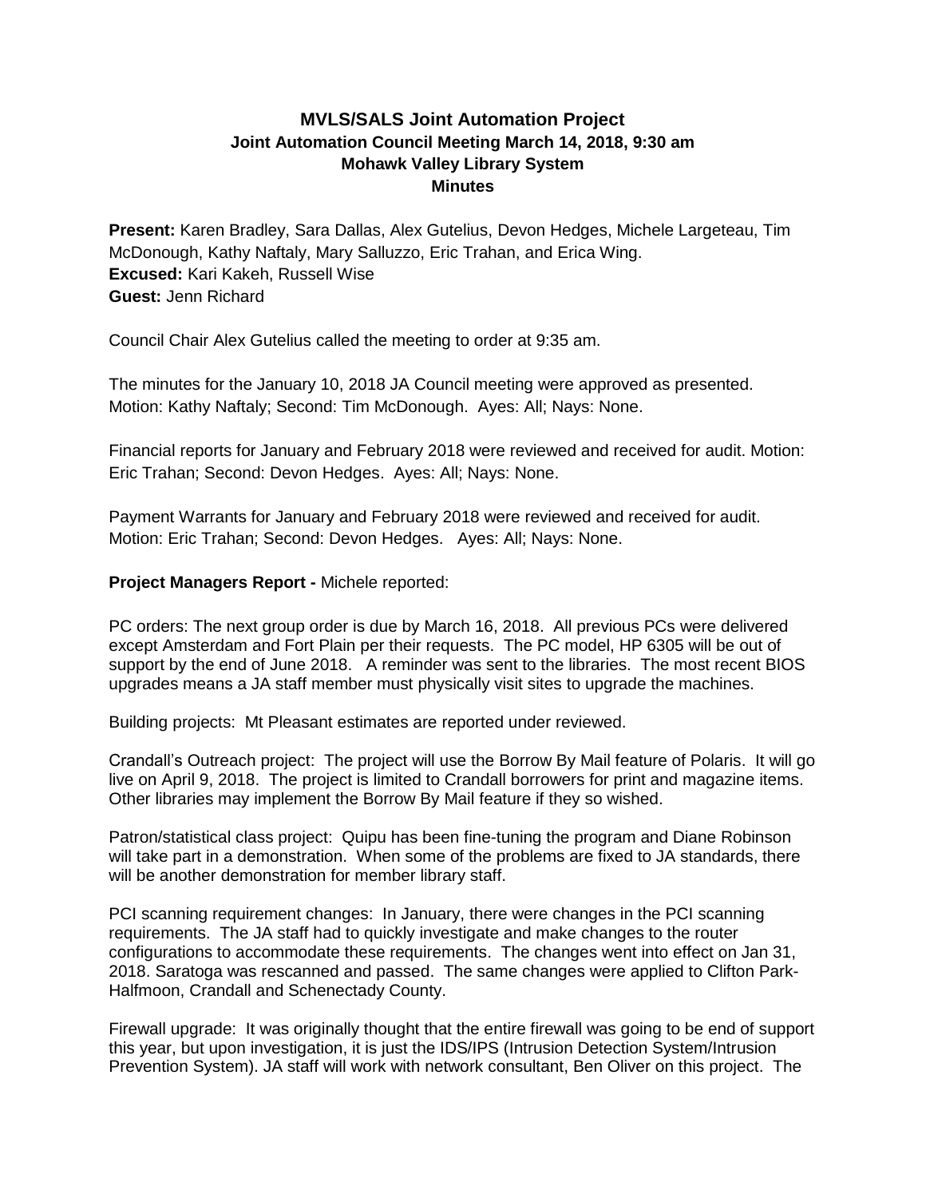# MVLS/SALS Joint Automation Project
## Joint Automation Council Meeting March 14, 2018, 9:30 am
## Mohawk Valley Library System
## Minutes

**Present:** Karen Bradley, Sara Dallas, Alex Gutelius, Devon Hedges, Michele Largeteau, Tim McDonough, Kathy Naftaly, Mary Salluzzo, Eric Trahan, and Erica Wing.
**Excused:** Kari Kakeh, Russell Wise
**Guest:** Jenn Richard

Council Chair Alex Gutelius called the meeting to order at 9:35 am.

The minutes for the January 10, 2018 JA Council meeting were approved as presented. Motion: Kathy Naftaly; Second: Tim McDonough. Ayes: All; Nays: None.

Financial reports for January and February 2018 were reviewed and received for audit. Motion: Eric Trahan; Second: Devon Hedges. Ayes: All; Nays: None.

Payment Warrants for January and February 2018 were reviewed and received for audit. Motion: Eric Trahan; Second: Devon Hedges. Ayes: All; Nays: None.

**Project Managers Report -** Michele reported:

PC orders: The next group order is due by March 16, 2018. All previous PCs were delivered except Amsterdam and Fort Plain per their requests. The PC model, HP 6305 will be out of support by the end of June 2018. A reminder was sent to the libraries. The most recent BIOS upgrades means a JA staff member must physically visit sites to upgrade the machines.

Building projects: Mt Pleasant estimates are reported under reviewed.

Crandall's Outreach project: The project will use the Borrow By Mail feature of Polaris. It will go live on April 9, 2018. The project is limited to Crandall borrowers for print and magazine items. Other libraries may implement the Borrow By Mail feature if they so wished.

Patron/statistical class project: Quipu has been fine-tuning the program and Diane Robinson will take part in a demonstration. When some of the problems are fixed to JA standards, there will be another demonstration for member library staff.

PCI scanning requirement changes: In January, there were changes in the PCI scanning requirements. The JA staff had to quickly investigate and make changes to the router configurations to accommodate these requirements. The changes went into effect on Jan 31, 2018. Saratoga was rescanned and passed. The same changes were applied to Clifton Park-Halfmoon, Crandall and Schenectady County.

Firewall upgrade: It was originally thought that the entire firewall was going to be end of support this year, but upon investigation, it is just the IDS/IPS (Intrusion Detection System/Intrusion Prevention System). JA staff will work with network consultant, Ben Oliver on this project. The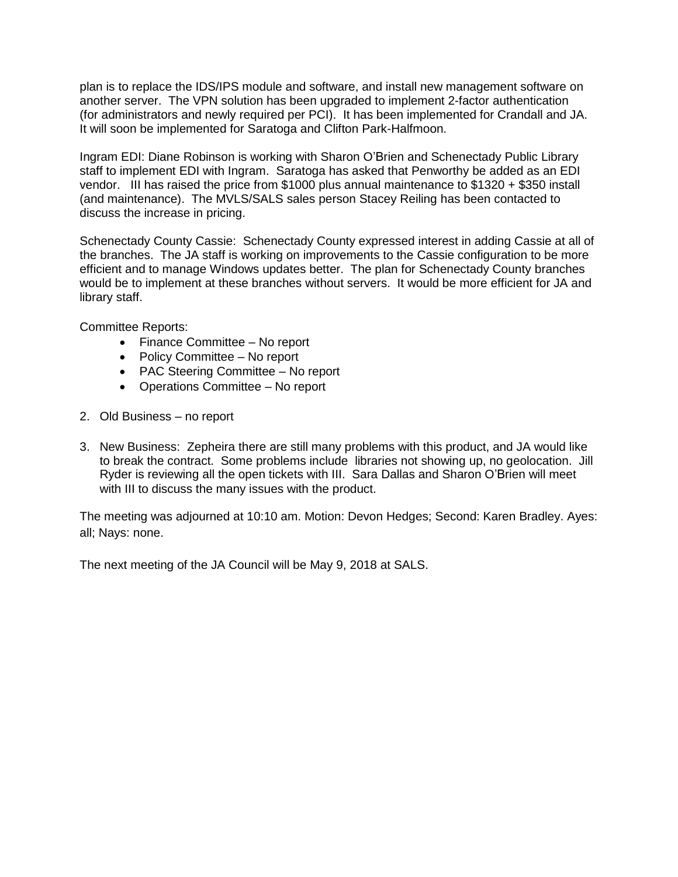plan is to replace the IDS/IPS module and software, and install new management software on another server. The VPN solution has been upgraded to implement 2-factor authentication (for administrators and newly required per PCI). It has been implemented for Crandall and JA. It will soon be implemented for Saratoga and Clifton Park-Halfmoon.

Ingram EDI: Diane Robinson is working with Sharon O'Brien and Schenectady Public Library staff to implement EDI with Ingram. Saratoga has asked that Penworthy be added as an EDI vendor. III has raised the price from $1000 plus annual maintenance to $1320 + $350 install (and maintenance). The MVLS/SALS sales person Stacey Reiling has been contacted to discuss the increase in pricing.

Schenectady County Cassie: Schenectady County expressed interest in adding Cassie at all of the branches. The JA staff is working on improvements to the Cassie configuration to be more efficient and to manage Windows updates better. The plan for Schenectady County branches would be to implement at these branches without servers. It would be more efficient for JA and library staff.

Committee Reports:

- Finance Committee – No report
- Policy Committee – No report
- PAC Steering Committee – No report
- Operations Committee – No report

2. Old Business – no report

3. New Business: Zepheira there are still many problems with this product, and JA would like to break the contract. Some problems include libraries not showing up, no geolocation. Jill Ryder is reviewing all the open tickets with III. Sara Dallas and Sharon O'Brien will meet with III to discuss the many issues with the product.

The meeting was adjourned at 10:10 am. Motion: Devon Hedges; Second: Karen Bradley. Ayes: all; Nays: none.

The next meeting of the JA Council will be May 9, 2018 at SALS.